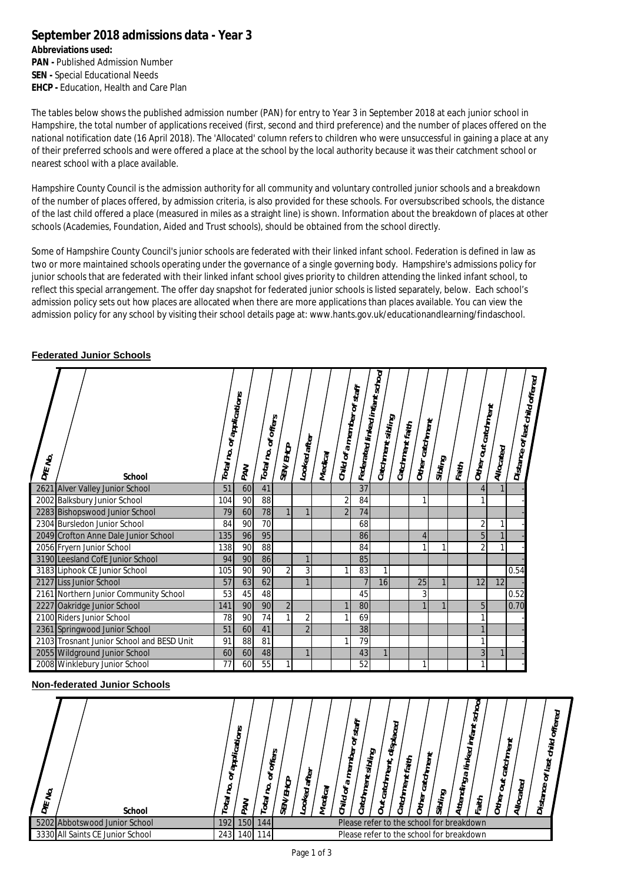# September 2018 admissions data - Year 3

**Abbreviations used:**

**PAN -** Published Admission Number
**SEN -** Special Educational Needs
**EHCP -** Education, Health and Care Plan

The tables below shows the published admission number (PAN) for entry to Year 3 in September 2018 at each junior school in Hampshire, the total number of applications received (first, second and third preference) and the number of places offered on the national notification date (16 April 2018). The 'Allocated' column refers to children who were unsuccessful in gaining a place at any of their preferred schools and were offered a place at the school by the local authority because it was their catchment school or nearest school with a place available.

Hampshire County Council is the admission authority for all community and voluntary controlled junior schools and a breakdown of the number of places offered, by admission criteria, is also provided for these schools. For oversubscribed schools, the distance of the last child offered a place (measured in miles as a straight line) is shown. Information about the breakdown of places at other schools (Academies, Foundation, Aided and Trust schools), should be obtained from the school directly.

Some of Hampshire County Council's junior schools are federated with their linked infant school. Federation is defined in law as two or more maintained schools operating under the governance of a single governing body. Hampshire's admissions policy for junior schools that are federated with their linked infant school gives priority to children attending the linked infant school, to reflect this special arrangement. The offer day snapshot for federated junior schools is listed separately, below. Each school's admission policy sets out how places are allocated when there are more applications than places available. You can view the admission policy for any school by visiting their school details page at: www.hants.gov.uk/educationandlearning/findaschool.

## Federated Junior Schools

| DfE No. | School | Total no. of applications | PAN | Total no. of offers | SEN/EHCP | Looked after | Medical | Child of a member of staff | Federated linked infant school | Catchment sibling | Catchment faith | Other catchment | Sibling | Faith | Other out catchment | Allocated | Distance of last child offered |
|---|---|---|---|---|---|---|---|---|---|---|---|---|---|---|---|---|---|
| 2621 | Alver Valley Junior School | 51 | 60 | 41 | | | | | 37 | | | | | | 4 | 1 | - |
| 2002 | Balksbury Junior School | 104 | 90 | 88 | | | | 2 | 84 | | | 1 | | | 1 | | - |
| 2283 | Bishopswood Junior School | 79 | 60 | 78 | 1 | 1 | | 2 | 74 | | | | | | | | - |
| 2304 | Bursledon Junior School | 84 | 90 | 70 | | | | | 68 | | | | | | 2 | 1 | - |
| 2049 | Crofton Anne Dale Junior School | 135 | 96 | 95 | | | | | 86 | | | 4 | | | 5 | 1 | - |
| 2056 | Fryern Junior School | 138 | 90 | 88 | | | | | 84 | | | 1 | 1 | | 2 | 1 | - |
| 3190 | Leesland CofE Junior School | 94 | 90 | 86 | | 1 | | | 85 | | | | | | | | - |
| 3183 | Liphook CE Junior School | 105 | 90 | 90 | 2 | 3 | | 1 | 83 | 1 | | | | | | | 0.54 |
| 2127 | Liss Junior School | 57 | 63 | 62 | | 1 | | | 7 | 16 | | 25 | 1 | | 12 | 12 | - |
| 2161 | Northern Junior Community School | 53 | 45 | 48 | | | | | 45 | | | 3 | | | | | 0.52 |
| 2227 | Oakridge Junior School | 141 | 90 | 90 | 2 | | | 1 | 80 | | | 1 | 1 | | 5 | | 0.70 |
| 2100 | Riders Junior School | 78 | 90 | 74 | 1 | 2 | | 1 | 69 | | | | | | 1 | | - |
| 2361 | Springwood Junior School | 51 | 60 | 41 | | 2 | | | 38 | | | | | | 1 | | - |
| 2103 | Trosnant Junior School and BESD Unit | 91 | 88 | 81 | | | | 1 | 79 | | | | | | 1 | | - |
| 2055 | Wildground Junior School | 60 | 60 | 48 | | 1 | | | 43 | 1 | | | | | 3 | 1 | - |
| 2008 | Winklebury Junior School | 77 | 60 | 55 | 1 | | | | 52 | | | 1 | | | 1 | | - |

## Non-federated Junior Schools

| DfE No. | School | Total no. of applications | PAN | Total no. of offers | SEN/EHCP | Looked after | Medical | Child of a member of staff | Catchment sibling | Out catchment, displaced | Catchment faith | Other catchment | Sibling | Attending a linked infant school | Faith | Other out catchment | Allocated | Distance of last child offered |
|---|---|---|---|---|---|---|---|---|---|---|---|---|---|---|---|---|---|---|
| 5202 | Abbotswood Junior School | 192 | 150 | 144 | Please refer to the school for breakdown | | | | | | | | | | | | | |
| 3330 | All Saints CE Junior School | 243 | 140 | 114 | Please refer to the school for breakdown | | | | | | | | | | | | | |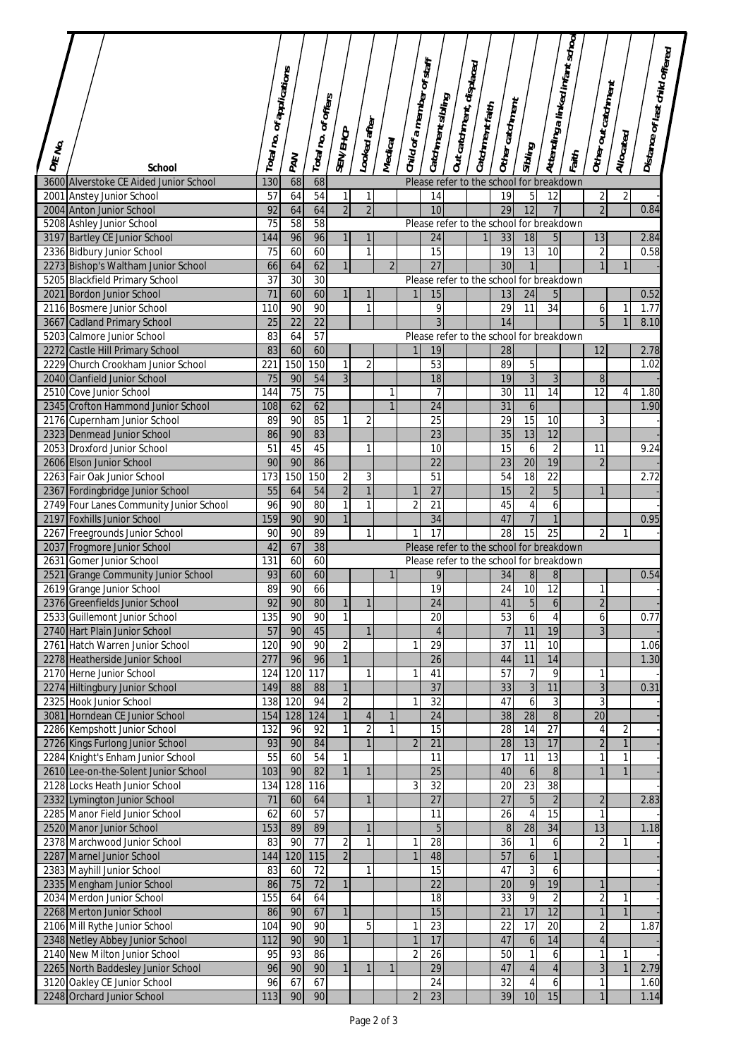| DfE No. | School | Total no. of applications | PAN | Total no. of offers | SEN/EHCP | Looked after | Medical | Child of a member of staff | Catchment sibling | Out catchment, displaced | Catchment faith | Other catchment | Sibling | Attending a linked infant school | Faith | Other out catchment | Allocated | Distance of last child offered |
|---|---|---|---|---|---|---|---|---|---|---|---|---|---|---|---|---|---|---|
| 3600 | Alverstoke CE Aided Junior School | 130 | 68 | 68 | Please refer to the school for breakdown | | | | | | | | | | | | | |
| 2001 | Anstey Junior School | 57 | 64 | 54 | 1 | 1 | | | 14 | | | 19 | 5 | 12 | | 2 | 2 | - |
| 2004 | Anton Junior School | 92 | 64 | 64 | 2 | 2 | | | 10 | | | 29 | 12 | 7 | | 2 | | 0.84 |
| 5208 | Ashley Junior School | 75 | 58 | 58 | Please refer to the school for breakdown | | | | | | | | | | | | | |
| 3197 | Bartley CE Junior School | 144 | 96 | 96 | 1 | 1 | | | 24 | | 1 | 33 | 18 | 5 | | 13 | | 2.84 |
| 2336 | Bidbury Junior School | 75 | 60 | 60 | | 1 | | | 15 | | | 19 | 13 | 10 | | 2 | | 0.58 |
| 2273 | Bishop's Waltham Junior School | 66 | 64 | 62 | 1 | | 2 | | 27 | | | 30 | 1 | | | 1 | 1 | - |
| 5205 | Blackfield Primary School | 37 | 30 | 30 | Please refer to the school for breakdown | | | | | | | | | | | | | |
| 2021 | Bordon Junior School | 71 | 60 | 60 | 1 | 1 | | 1 | 15 | | | 13 | 24 | 5 | | | | 0.52 |
| 2116 | Bosmere Junior School | 110 | 90 | 90 | | 1 | | | 9 | | | 29 | 11 | 34 | | 6 | 1 | 1.77 |
| 3667 | Cadland Primary School | 25 | 22 | 22 | | | | | 3 | | | 14 | | | | 5 | 1 | 8.10 |
| 5203 | Calmore Junior School | 83 | 64 | 57 | Please refer to the school for breakdown | | | | | | | | | | | | | |
| 2272 | Castle Hill Primary School | 83 | 60 | 60 | | | | 1 | 19 | | | 28 | | | | 12 | | 2.78 |
| 2229 | Church Crookham Junior School | 221 | 150 | 150 | 1 | 2 | | | 53 | | | 89 | 5 | | | | | 1.02 |
| 2040 | Clanfield Junior School | 75 | 90 | 54 | 3 | | | | 18 | | | 19 | 3 | 3 | | 8 | | - |
| 2510 | Cove Junior School | 144 | 75 | 75 | | | 1 | | 7 | | | 30 | 11 | 14 | | 12 | 4 | 1.80 |
| 2345 | Crofton Hammond Junior School | 108 | 62 | 62 | | | 1 | | 24 | | | 31 | 6 | | | | | 1.90 |
| 2176 | Cupernham Junior School | 89 | 90 | 85 | 1 | 2 | | | 25 | | | 29 | 15 | 10 | | 3 | | |
| 2323 | Denmead Junior School | 86 | 90 | 83 | | | | | 23 | | | 35 | 13 | 12 | | | | - |
| 2053 | Droxford Junior School | 51 | 45 | 45 | | 1 | | | 10 | | | 15 | 6 | 2 | | 11 | | 9.24 |
| 2606 | Elson Junior School | 90 | 90 | 86 | | | | | 22 | | | 23 | 20 | 19 | | 2 | | - |
| 2263 | Fair Oak Junior School | 173 | 150 | 150 | 2 | 3 | | | 51 | | | 54 | 18 | 22 | | | | 2.72 |
| 2367 | Fordingbridge Junior School | 55 | 64 | 54 | 2 | 1 | | 1 | 27 | | | 15 | 2 | 5 | | 1 | | - |
| 2749 | Four Lanes Community Junior School | 96 | 90 | 80 | 1 | 1 | | 2 | 21 | | | 45 | 4 | 6 | | | | - |
| 2197 | Foxhills Junior School | 159 | 90 | 90 | 1 | | | | 34 | | | 47 | 7 | 1 | | | | 0.95 |
| 2267 | Freegrounds Junior School | 90 | 90 | 89 | | 1 | | 1 | 17 | | | 28 | 15 | 25 | | 2 | 1 | - |
| 2037 | Frogmore Junior School | 42 | 67 | 38 | Please refer to the school for breakdown | | | | | | | | | | | | | |
| 2631 | Gomer Junior School | 131 | 60 | 60 | Please refer to the school for breakdown | | | | | | | | | | | | | |
| 2521 | Grange Community Junior School | 93 | 60 | 60 | | | 1 | | 9 | | | 34 | 8 | 8 | | | | 0.54 |
| 2619 | Grange Junior School | 89 | 90 | 66 | | | | | 19 | | | 24 | 10 | 12 | | 1 | | - |
| 2376 | Greenfields Junior School | 92 | 90 | 80 | 1 | 1 | | | 24 | | | 41 | 5 | 6 | | 2 | | - |
| 2533 | Guillemont Junior School | 135 | 90 | 90 | 1 | | | | 20 | | | 53 | 6 | 4 | | 6 | | 0.77 |
| 2740 | Hart Plain Junior School | 57 | 90 | 45 | | 1 | | | 4 | | | 7 | 11 | 19 | | 3 | | - |
| 2761 | Hatch Warren Junior School | 120 | 90 | 90 | 2 | | | 1 | 29 | | | 37 | 11 | 10 | | | | 1.06 |
| 2278 | Heatherside Junior School | 277 | 96 | 96 | 1 | | | | 26 | | | 44 | 11 | 14 | | | | 1.30 |
| 2170 | Herne Junior School | 124 | 120 | 117 | | 1 | | 1 | 41 | | | 57 | 7 | 9 | | 1 | | - |
| 2274 | Hiltingbury Junior School | 149 | 88 | 88 | 1 | | | | 37 | | | 33 | 3 | 11 | | 3 | | 0.31 |
| 2325 | Hook Junior School | 138 | 120 | 94 | 2 | | | 1 | 32 | | | 47 | 6 | 3 | | 3 | | - |
| 3081 | Horndean CE Junior School | 154 | 128 | 124 | 1 | 4 | 1 | | 24 | | | 38 | 28 | 8 | | 20 | | - |
| 2286 | Kempshott Junior School | 132 | 96 | 92 | 1 | 2 | 1 | | 15 | | | 28 | 14 | 27 | | 4 | 2 | - |
| 2726 | Kings Furlong Junior School | 93 | 90 | 84 | | 1 | | 2 | 21 | | | 28 | 13 | 17 | | 2 | 1 | - |
| 2284 | Knight's Enham Junior School | 55 | 60 | 54 | 1 | | | | 11 | | | 17 | 11 | 13 | | 1 | 1 | - |
| 2610 | Lee-on-the-Solent Junior School | 103 | 90 | 82 | 1 | 1 | | | 25 | | | 40 | 6 | 8 | | 1 | 1 | - |
| 2128 | Locks Heath Junior School | 134 | 128 | 116 | | | | 3 | 32 | | | 20 | 23 | 38 | | | | - |
| 2332 | Lymington Junior School | 71 | 60 | 64 | | 1 | | | 27 | | | 27 | 5 | 2 | | 2 | | 2.83 |
| 2285 | Manor Field Junior School | 62 | 60 | 57 | | | | | 11 | | | 26 | 4 | 15 | | 1 | | - |
| 2520 | Manor Junior School | 153 | 89 | 89 | | 1 | | | 5 | | | 8 | 28 | 34 | | 13 | | 1.18 |
| 2378 | Marchwood Junior School | 83 | 90 | 77 | 2 | 1 | | 1 | 28 | | | 36 | 1 | 6 | | 2 | 1 | - |
| 2287 | Marnel Junior School | 144 | 120 | 115 | 2 | | | 1 | 48 | | | 57 | 6 | 1 | | | | - |
| 2383 | Mayhill Junior School | 83 | 60 | 72 | | 1 | | | 15 | | | 47 | 3 | 6 | | | | - |
| 2335 | Mengham Junior School | 86 | 75 | 72 | 1 | | | | 22 | | | 20 | 9 | 19 | | 1 | | - |
| 2034 | Merdon Junior School | 155 | 64 | 64 | | | | | 18 | | | 33 | 9 | 2 | | 2 | 1 | - |
| 2268 | Merton Junior School | 86 | 90 | 67 | 1 | | | | 15 | | | 21 | 17 | 12 | | 1 | 1 | - |
| 2106 | Mill Rythe Junior School | 104 | 90 | 90 | | 5 | | 1 | 23 | | | 22 | 17 | 20 | | 2 | | 1.87 |
| 2348 | Netley Abbey Junior School | 112 | 90 | 90 | 1 | | | 1 | 17 | | | 47 | 6 | 14 | | 4 | | - |
| 2140 | New Milton Junior School | 95 | 93 | 86 | | | | 2 | 26 | | | 50 | 1 | 6 | | 1 | 1 | - |
| 2265 | North Baddesley Junior School | 96 | 90 | 90 | 1 | 1 | 1 | | 29 | | | 47 | 4 | 4 | | 3 | 1 | 2.79 |
| 3120 | Oakley CE Junior School | 96 | 67 | 67 | | | | | 24 | | | 32 | 4 | 6 | | 1 | | 1.60 |
| 2248 | Orchard Junior School | 113 | 90 | 90 | | | | 2 | 23 | | | 39 | 10 | 15 | | 1 | | 1.14 |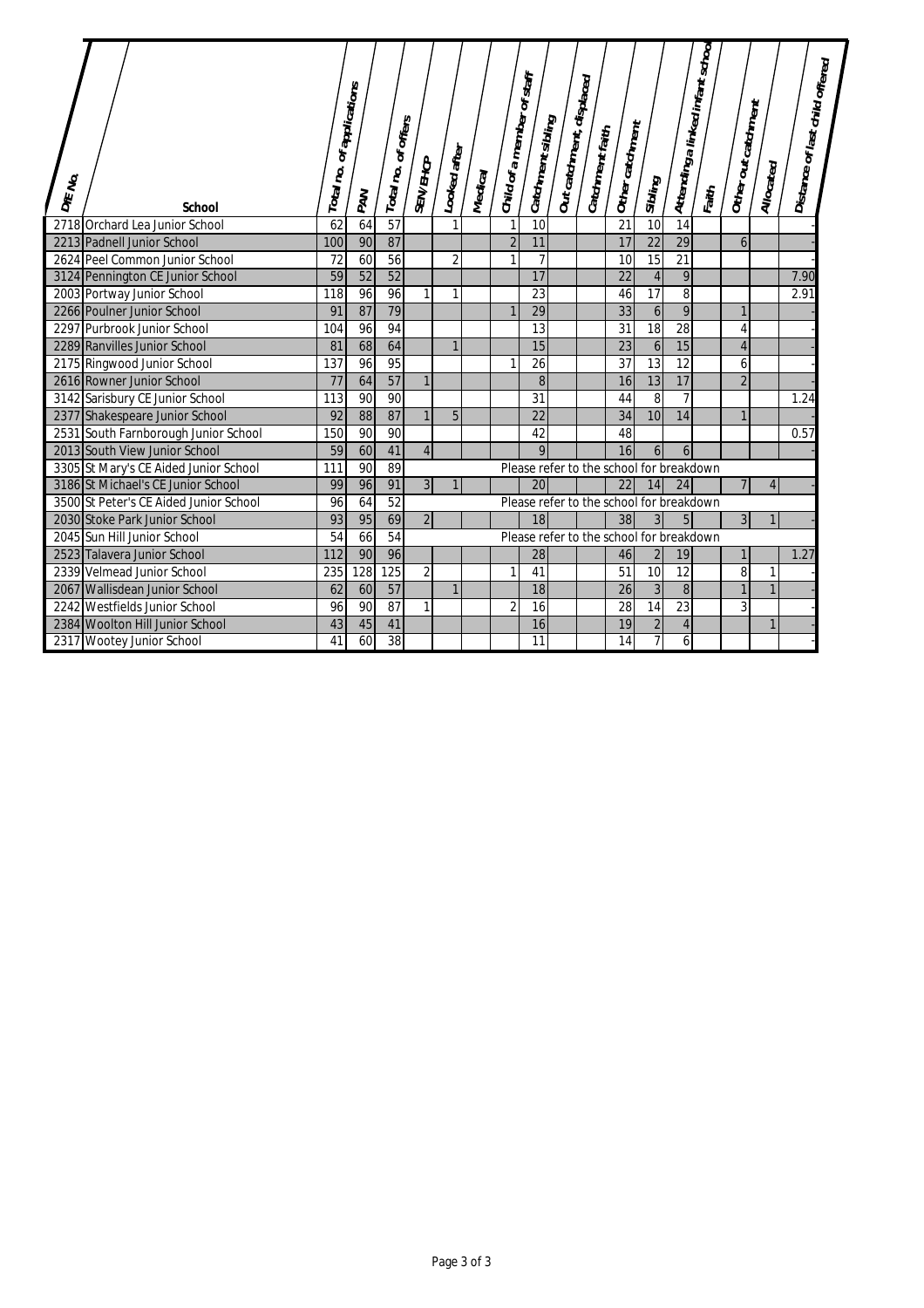| DfE No. | School | Total no. of applications | PAN | Total no. of offers | SEN/EHCP | Looked after | Medical | Child of a member of staff | Catchment sibling | Out catchment, displaced | Catchment faith | Other catchment | Sibling | Attending a linked infant school | Faith | Other out catchment | Allocated | Distance of last child offered |
|---|---|---|---|---|---|---|---|---|---|---|---|---|---|---|---|---|---|---|
| 2718 | Orchard Lea Junior School | 62 | 64 | 57 | | 1 | | 1 | 10 | | | 21 | 10 | 14 | | | | - |
| 2213 | Padnell Junior School | 100 | 90 | 87 | | | | 2 | 11 | | | 17 | 22 | 29 | | 6 | | - |
| 2624 | Peel Common Junior School | 72 | 60 | 56 | | 2 | | 1 | 7 | | | 10 | 15 | 21 | | | | - |
| 3124 | Pennington CE Junior School | 59 | 52 | 52 | | | | | 17 | | | 22 | 4 | 9 | | | | 7.90 |
| 2003 | Portway Junior School | 118 | 96 | 96 | 1 | 1 | | | 23 | | | 46 | 17 | 8 | | | | 2.91 |
| 2266 | Poulner Junior School | 91 | 87 | 79 | | | | 1 | 29 | | | 33 | 6 | 9 | | 1 | | - |
| 2297 | Purbrook Junior School | 104 | 96 | 94 | | | | | 13 | | | 31 | 18 | 28 | | 4 | | - |
| 2289 | Ranvilles Junior School | 81 | 68 | 64 | | 1 | | | 15 | | | 23 | 6 | 15 | | 4 | | - |
| 2175 | Ringwood Junior School | 137 | 96 | 95 | | | | 1 | 26 | | | 37 | 13 | 12 | | 6 | | - |
| 2616 | Rowner Junior School | 77 | 64 | 57 | 1 | | | | 8 | | | 16 | 13 | 17 | | 2 | | - |
| 3142 | Sarisbury CE Junior School | 113 | 90 | 90 | | | | | 31 | | | 44 | 8 | 7 | | | | 1.24 |
| 2377 | Shakespeare Junior School | 92 | 88 | 87 | 1 | 5 | | | 22 | | | 34 | 10 | 14 | | 1 | | - |
| 2531 | South Farnborough Junior School | 150 | 90 | 90 | | | | | 42 | | | 48 | | | | | | 0.57 |
| 2013 | South View Junior School | 59 | 60 | 41 | 4 | | | | 9 | | | 16 | 6 | 6 | | | | - |
| 3305 | St Mary's CE Aided Junior School | 111 | 90 | 89 | Please refer to the school for breakdown | | | | | | | | | | | | | |
| 3186 | St Michael's CE Junior School | 99 | 96 | 91 | 3 | 1 | | | 20 | | | 22 | 14 | 24 | | 7 | 4 | - |
| 3500 | St Peter's CE Aided Junior School | 96 | 64 | 52 | Please refer to the school for breakdown | | | | | | | | | | | | | |
| 2030 | Stoke Park Junior School | 93 | 95 | 69 | 2 | | | | 18 | | | 38 | 3 | 5 | | 3 | 1 | - |
| 2045 | Sun Hill Junior School | 54 | 66 | 54 | Please refer to the school for breakdown | | | | | | | | | | | | | |
| 2523 | Talavera Junior School | 112 | 90 | 96 | | | | | 28 | | | 46 | 2 | 19 | | 1 | | 1.27 |
| 2339 | Velmead Junior School | 235 | 128 | 125 | 2 | | | 1 | 41 | | | 51 | 10 | 12 | | 8 | 1 | - |
| 2067 | Wallisdean Junior School | 62 | 60 | 57 | | 1 | | | 18 | | | 26 | 3 | 8 | | 1 | 1 | - |
| 2242 | Westfields Junior School | 96 | 90 | 87 | 1 | | | 2 | 16 | | | 28 | 14 | 23 | | 3 | | - |
| 2384 | Woolton Hill Junior School | 43 | 45 | 41 | | | | | 16 | | | 19 | 2 | 4 | | | 1 | - |
| 2317 | Wootey Junior School | 41 | 60 | 38 | | | | | 11 | | | 14 | 7 | 6 | | | | - |